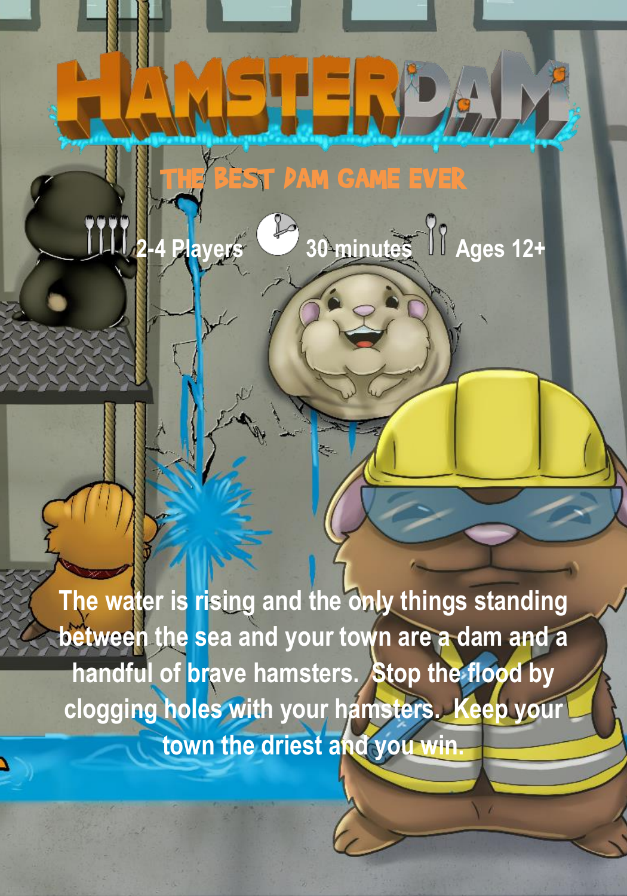# HAMSTERDAM

## THE BEST DAM GAME EVER

2-4 Players 30 minutes Ages 12+

The water is rising and the only things standing between the sea and your town are a dam and a handful of brave hamsters. Stop the flood by clogging holes with your hamsters. Keep your town the driest and you win.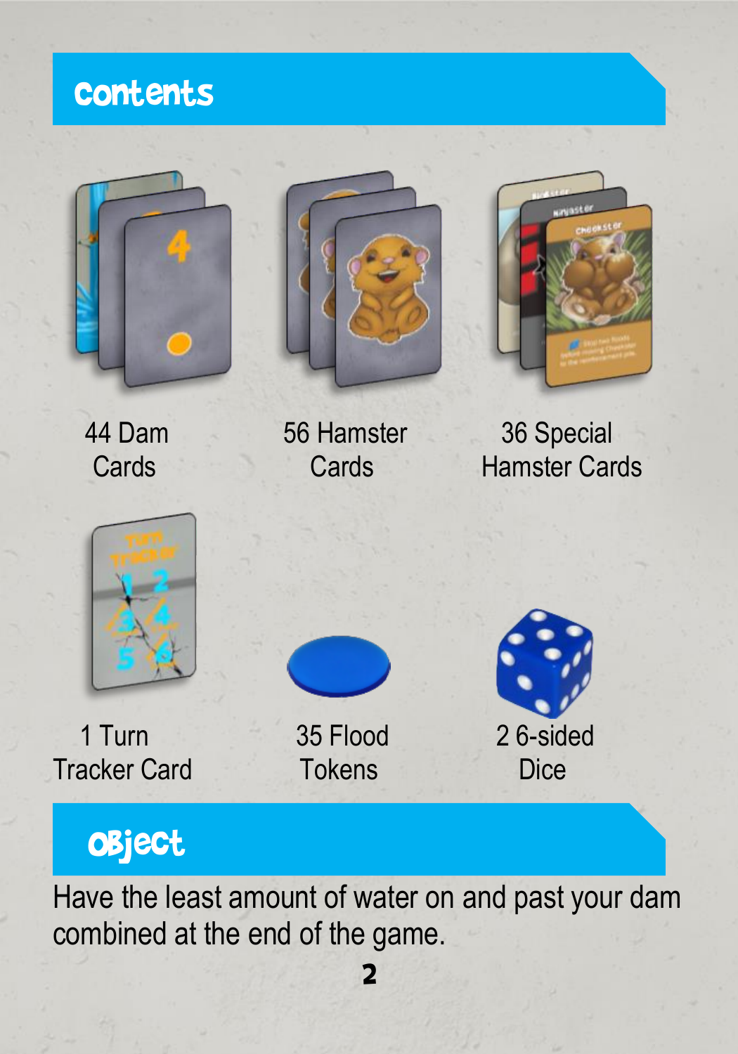## Contents

- 44 Dam Cards
- 56 Hamster Cards
- 36 Special Hamster Cards
- 1 Turn Tracker Card
- 35 Flood Tokens
- 2 6-sided Dice

## Object

Have the least amount of water on and past your dam combined at the end of the game.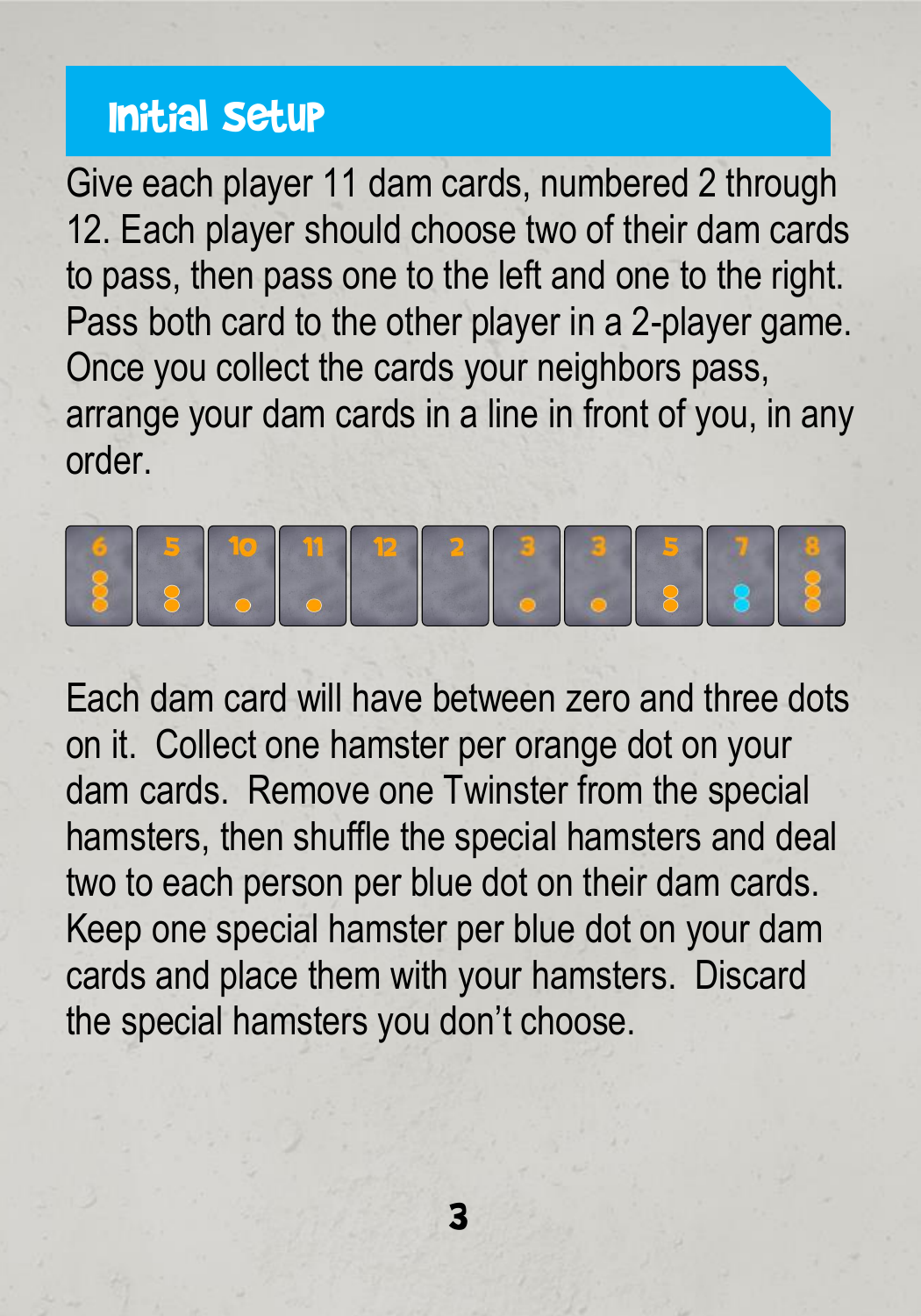## Initial Setup

Give each player 11 dam cards, numbered 2 through 12. Each player should choose two of their dam cards to pass, then pass one to the left and one to the right. Pass both card to the other player in a 2-player game. Once you collect the cards your neighbors pass, arrange your dam cards in a line in front of you, in any order.

Each dam card will have between zero and three dots on it. Collect one hamster per orange dot on your dam cards. Remove one Twinster from the special hamsters, then shuffle the special hamsters and deal two to each person per blue dot on their dam cards. Keep one special hamster per blue dot on your dam cards and place them with your hamsters. Discard the special hamsters you don't choose.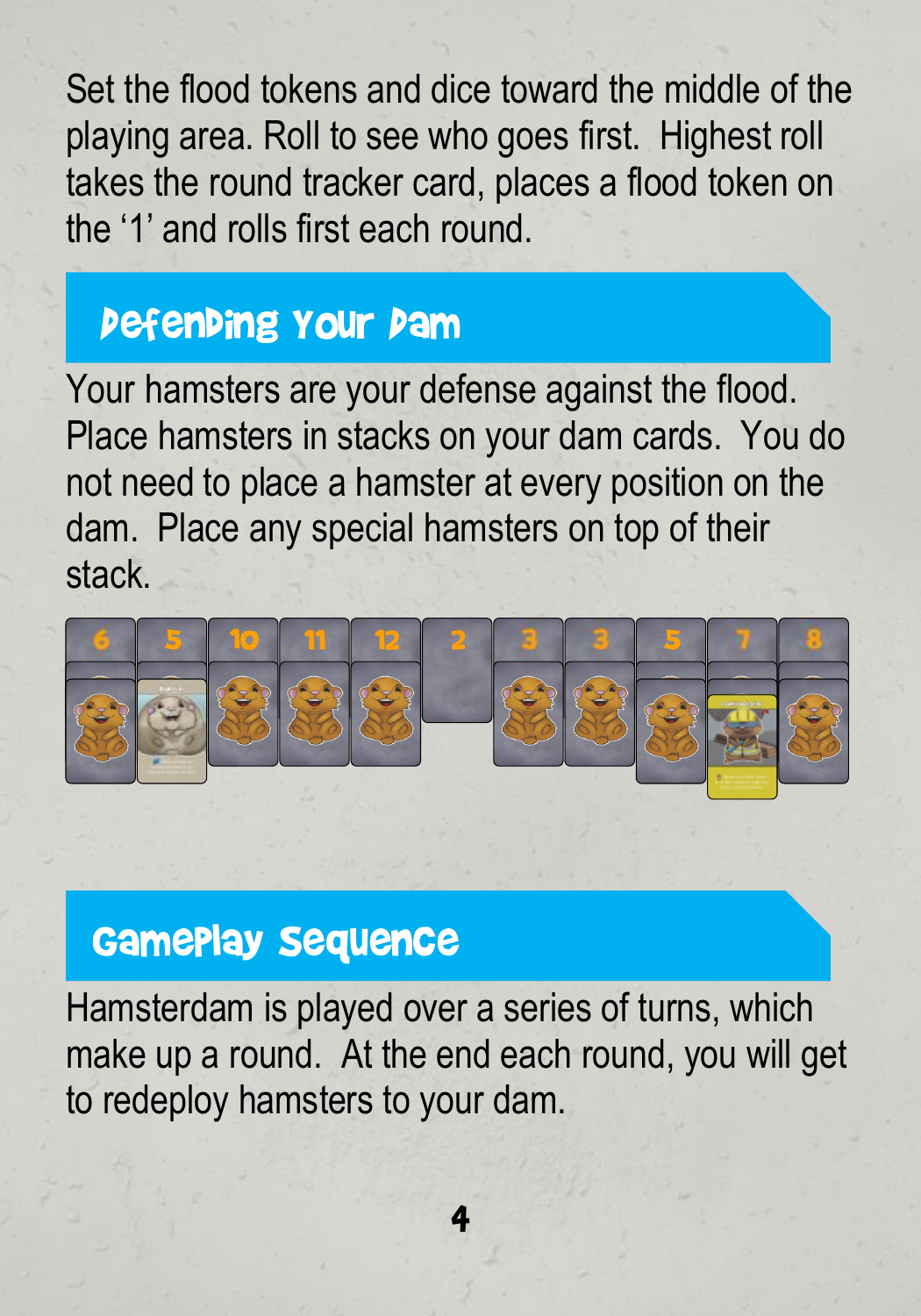Set the flood tokens and dice toward the middle of the playing area. Roll to see who goes first.  Highest roll takes the round tracker card, places a flood token on the '1' and rolls first each round.

## Defending Your Dam

Your hamsters are your defense against the flood. Place hamsters in stacks on your dam cards.  You do not need to place a hamster at every position on the dam.  Place any special hamsters on top of their stack.

## Gameplay Sequence

Hamsterdam is played over a series of turns, which make up a round.  At the end each round, you will get to redeploy hamsters to your dam.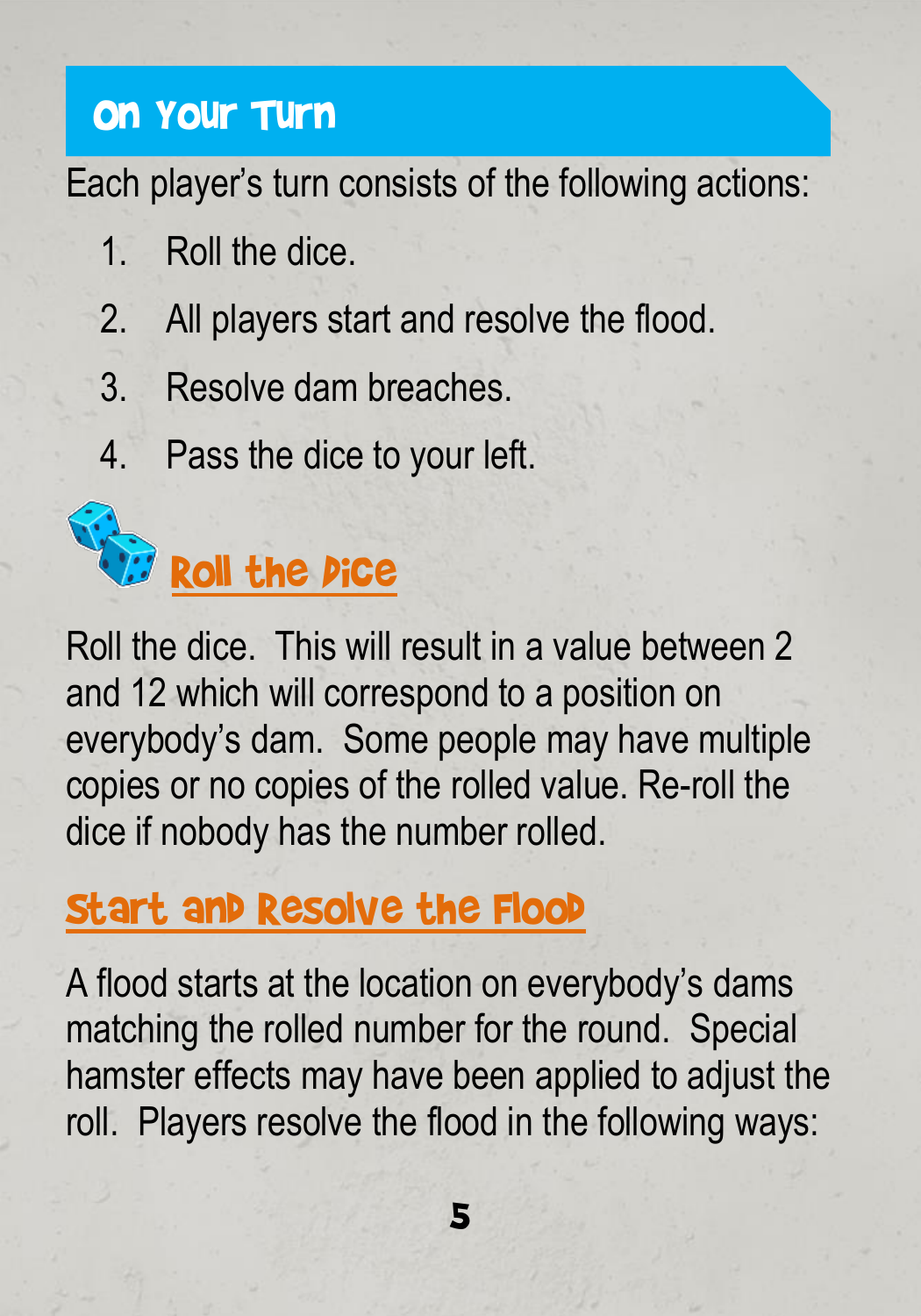## On Your Turn

Each player's turn consists of the following actions:

1. Roll the dice.
2. All players start and resolve the flood.
3. Resolve dam breaches.
4. Pass the dice to your left.

### Roll the Dice

Roll the dice. This will result in a value between 2 and 12 which will correspond to a position on everybody's dam. Some people may have multiple copies or no copies of the rolled value. Re-roll the dice if nobody has the number rolled.

### Start and Resolve the Flood

A flood starts at the location on everybody's dams matching the rolled number for the round. Special hamster effects may have been applied to adjust the roll. Players resolve the flood in the following ways: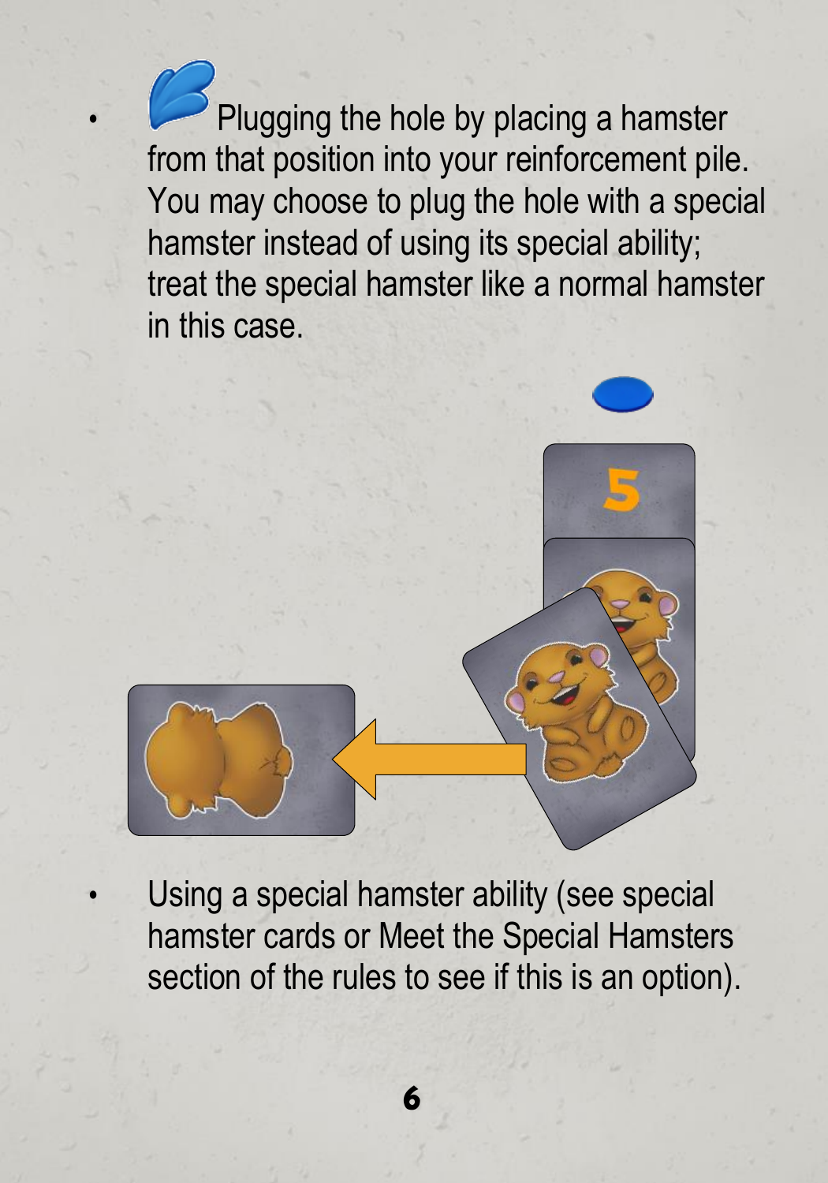- Plugging the hole by placing a hamster from that position into your reinforcement pile. You may choose to plug the hole with a special hamster instead of using its special ability; treat the special hamster like a normal hamster in this case.

- Using a special hamster ability (see special hamster cards or Meet the Special Hamsters section of the rules to see if this is an option).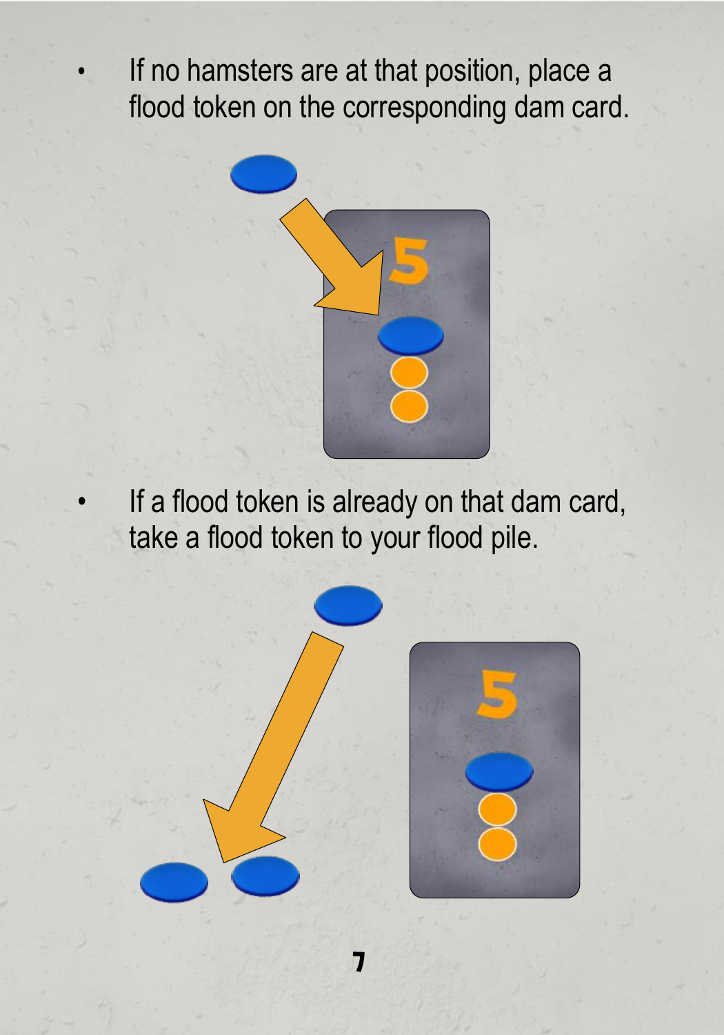- If no hamsters are at that position, place a flood token on the corresponding dam card.

- If a flood token is already on that dam card, take a flood token to your flood pile.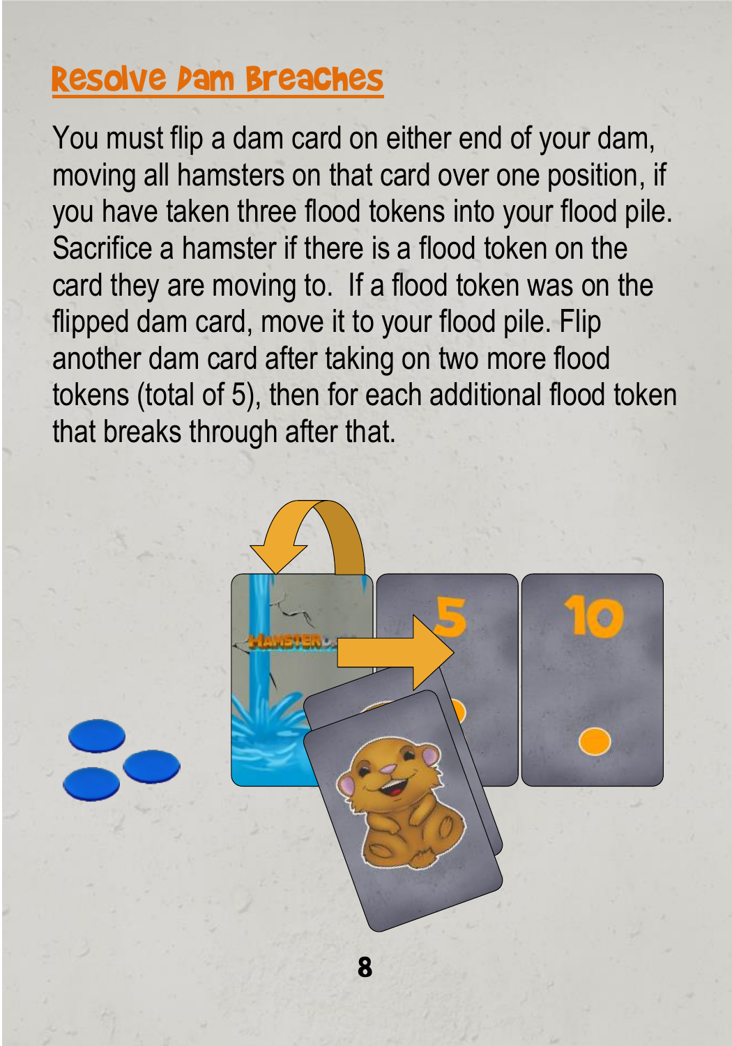## Resolve Dam Breaches

You must flip a dam card on either end of your dam, moving all hamsters on that card over one position, if you have taken three flood tokens into your flood pile. Sacrifice a hamster if there is a flood token on the card they are moving to. If a flood token was on the flipped dam card, move it to your flood pile. Flip another dam card after taking on two more flood tokens (total of 5), then for each additional flood token that breaks through after that.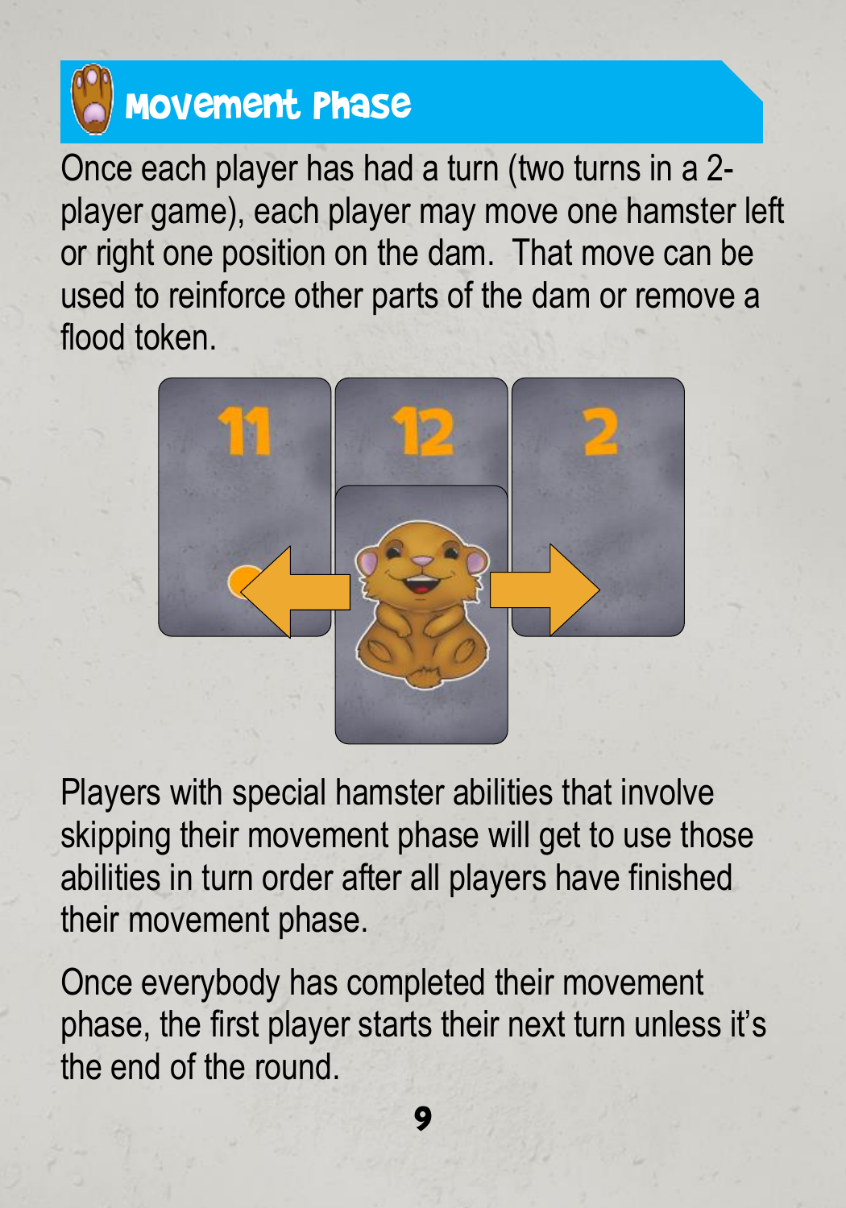## Movement Phase

Once each player has had a turn (two turns in a 2-player game), each player may move one hamster left or right one position on the dam. That move can be used to reinforce other parts of the dam or remove a flood token.

Players with special hamster abilities that involve skipping their movement phase will get to use those abilities in turn order after all players have finished their movement phase.

Once everybody has completed their movement phase, the first player starts their next turn unless it's the end of the round.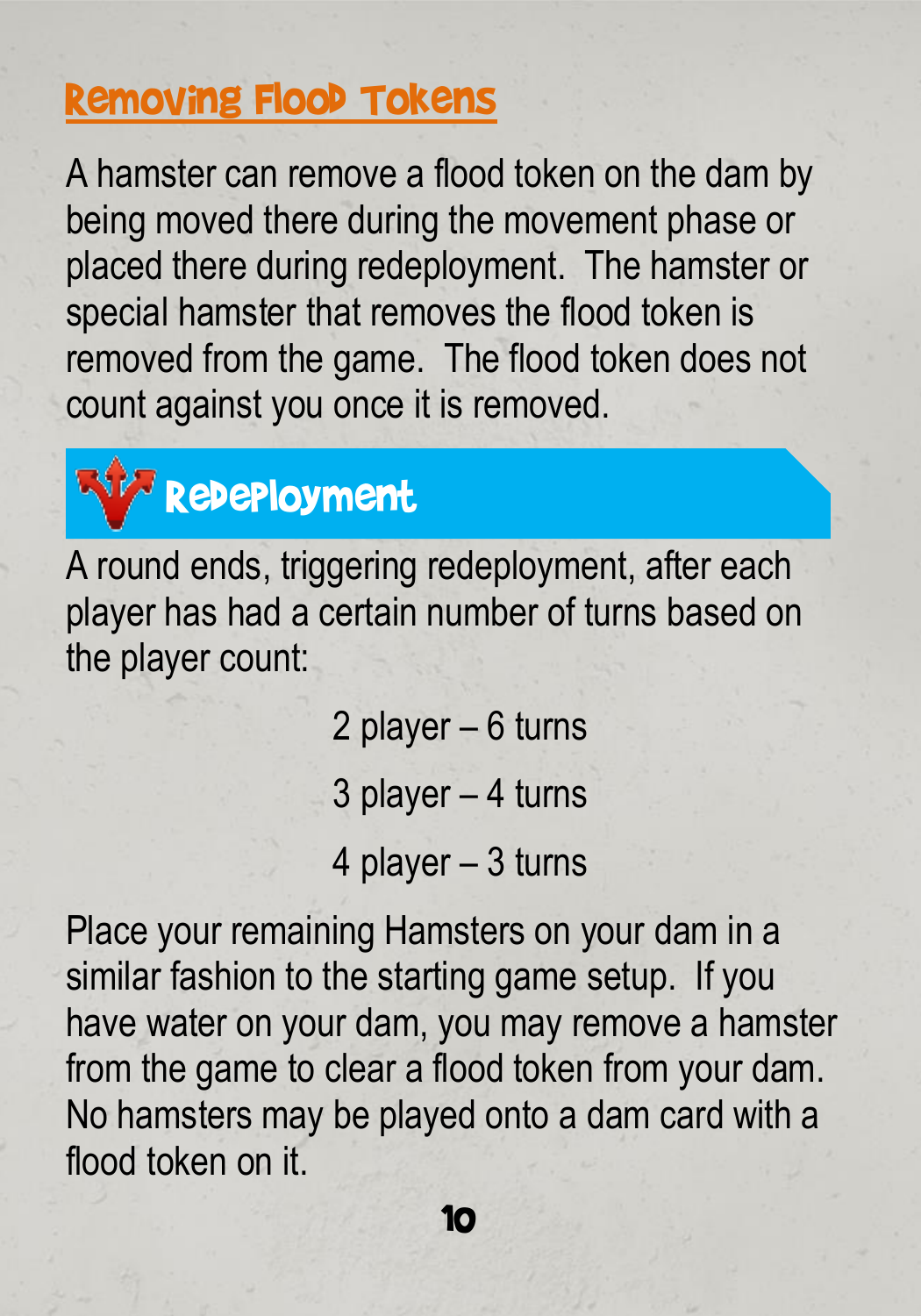## Removing Flood Tokens

A hamster can remove a flood token on the dam by being moved there during the movement phase or placed there during redeployment. The hamster or special hamster that removes the flood token is removed from the game. The flood token does not count against you once it is removed.

## Redeployment

A round ends, triggering redeployment, after each player has had a certain number of turns based on the player count:

2 player – 6 turns

3 player – 4 turns

4 player – 3 turns

Place your remaining Hamsters on your dam in a similar fashion to the starting game setup. If you have water on your dam, you may remove a hamster from the game to clear a flood token from your dam. No hamsters may be played onto a dam card with a flood token on it.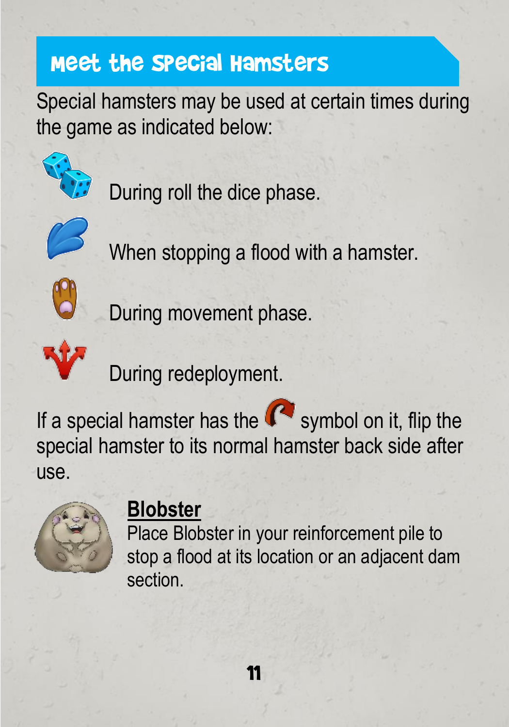## Meet the Special Hamsters

Special hamsters may be used at certain times during the game as indicated below:

During roll the dice phase.

When stopping a flood with a hamster.

During movement phase.

During redeployment.

If a special hamster has the symbol on it, flip the special hamster to its normal hamster back side after use.

**Blobster**

Place Blobster in your reinforcement pile to stop a flood at its location or an adjacent dam section.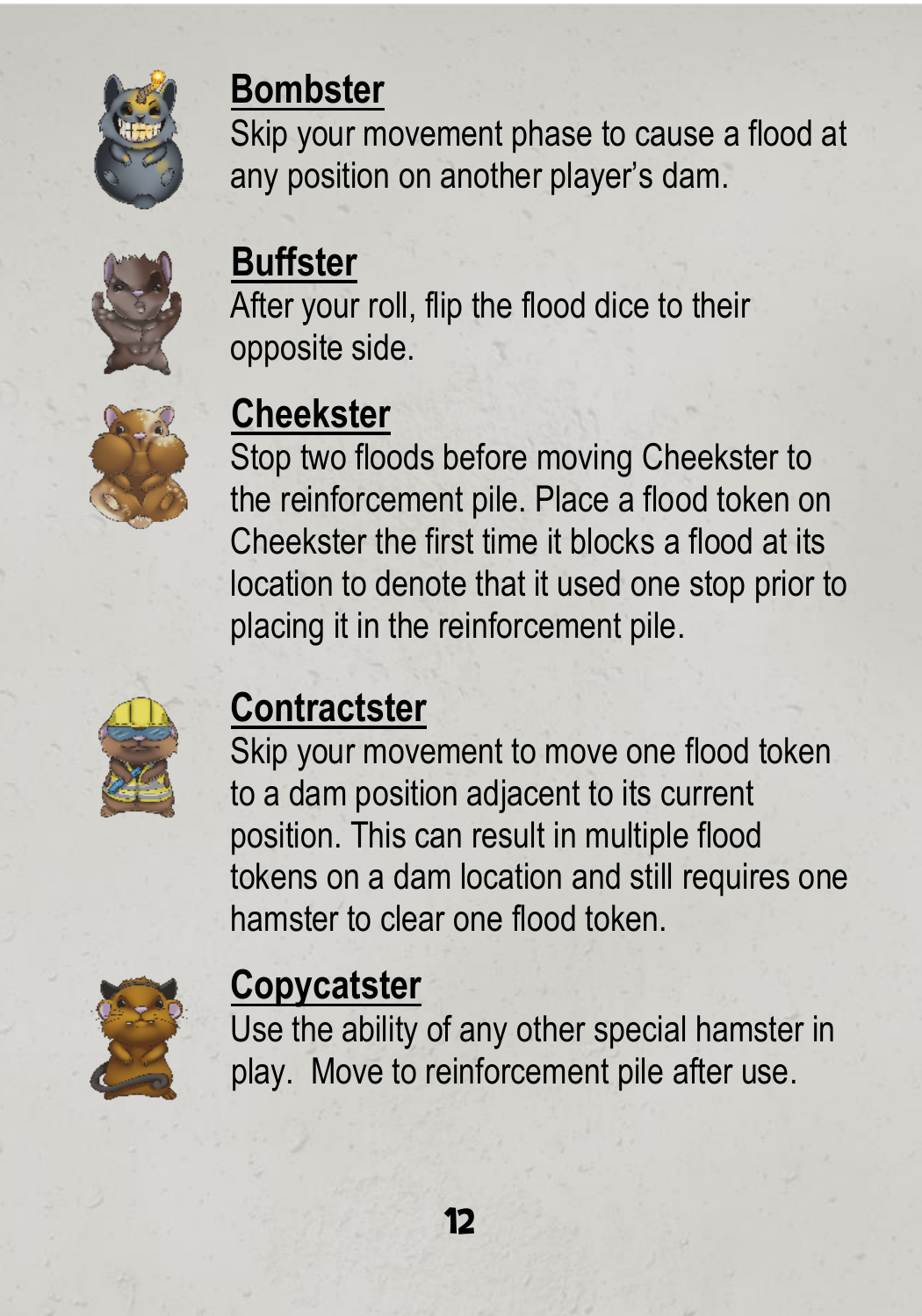### Bombster

Skip your movement phase to cause a flood at any position on another player's dam.

### Buffster

After your roll, flip the flood dice to their opposite side.

### Cheekster

Stop two floods before moving Cheekster to the reinforcement pile. Place a flood token on Cheekster the first time it blocks a flood at its location to denote that it used one stop prior to placing it in the reinforcement pile.

### Contractster

Skip your movement to move one flood token to a dam position adjacent to its current position. This can result in multiple flood tokens on a dam location and still requires one hamster to clear one flood token.

### Copycatster

Use the ability of any other special hamster in play.  Move to reinforcement pile after use.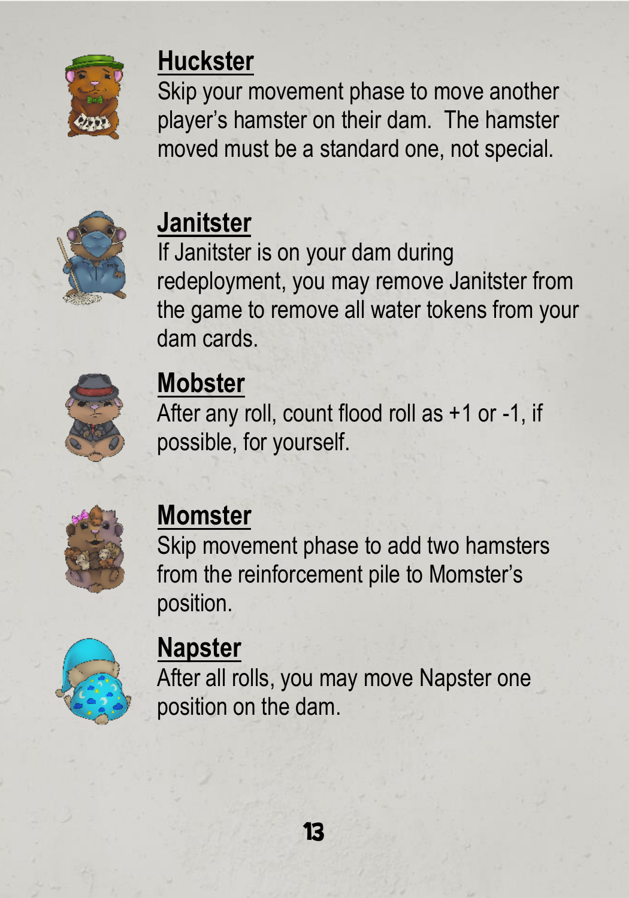## Huckster

Skip your movement phase to move another player's hamster on their dam. The hamster moved must be a standard one, not special.

## Janitster

If Janitster is on your dam during redeployment, you may remove Janitster from the game to remove all water tokens from your dam cards.

## Mobster

After any roll, count flood roll as +1 or -1, if possible, for yourself.

## Momster

Skip movement phase to add two hamsters from the reinforcement pile to Momster's position.

## Napster

After all rolls, you may move Napster one position on the dam.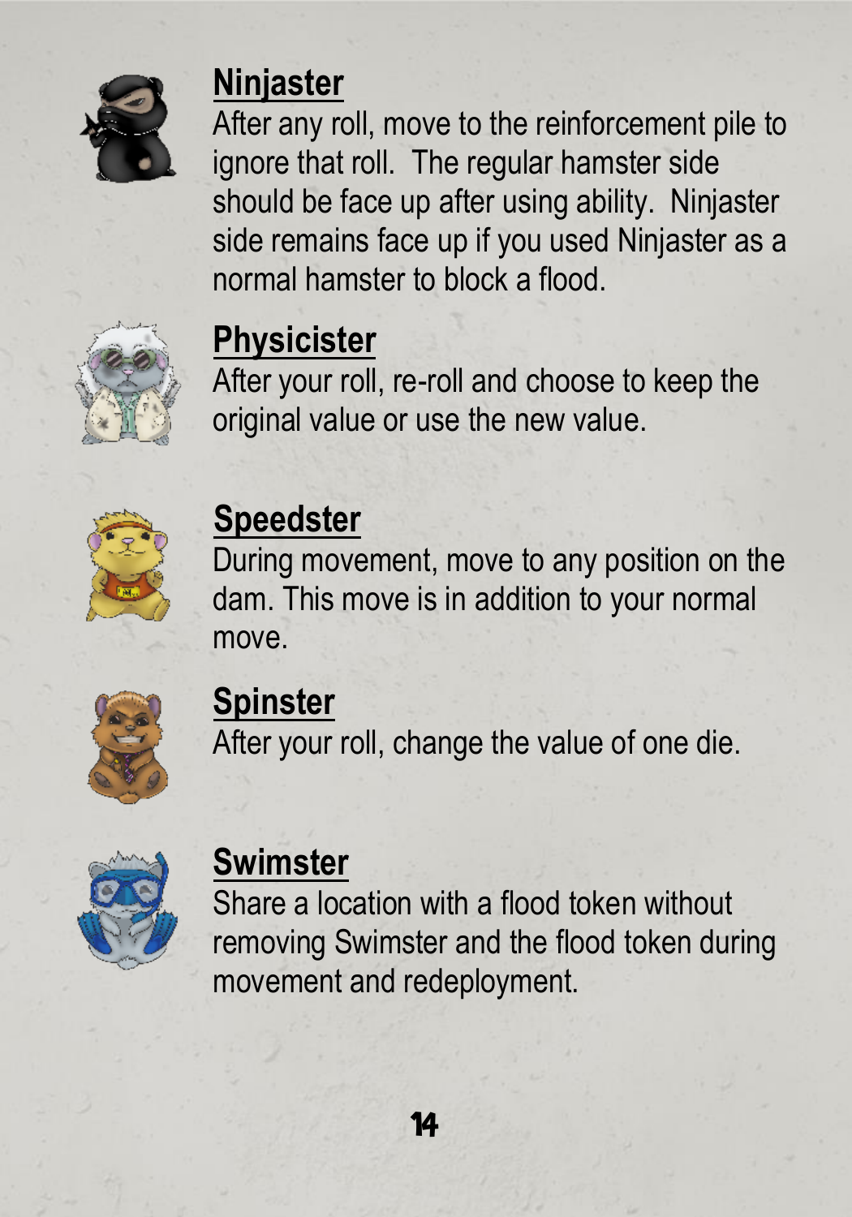## Ninjaster

After any roll, move to the reinforcement pile to ignore that roll. The regular hamster side should be face up after using ability. Ninjaster side remains face up if you used Ninjaster as a normal hamster to block a flood.

## Physicister

After your roll, re-roll and choose to keep the original value or use the new value.

## Speedster

During movement, move to any position on the dam. This move is in addition to your normal move.

## Spinster

After your roll, change the value of one die.

## Swimster

Share a location with a flood token without removing Swimster and the flood token during movement and redeployment.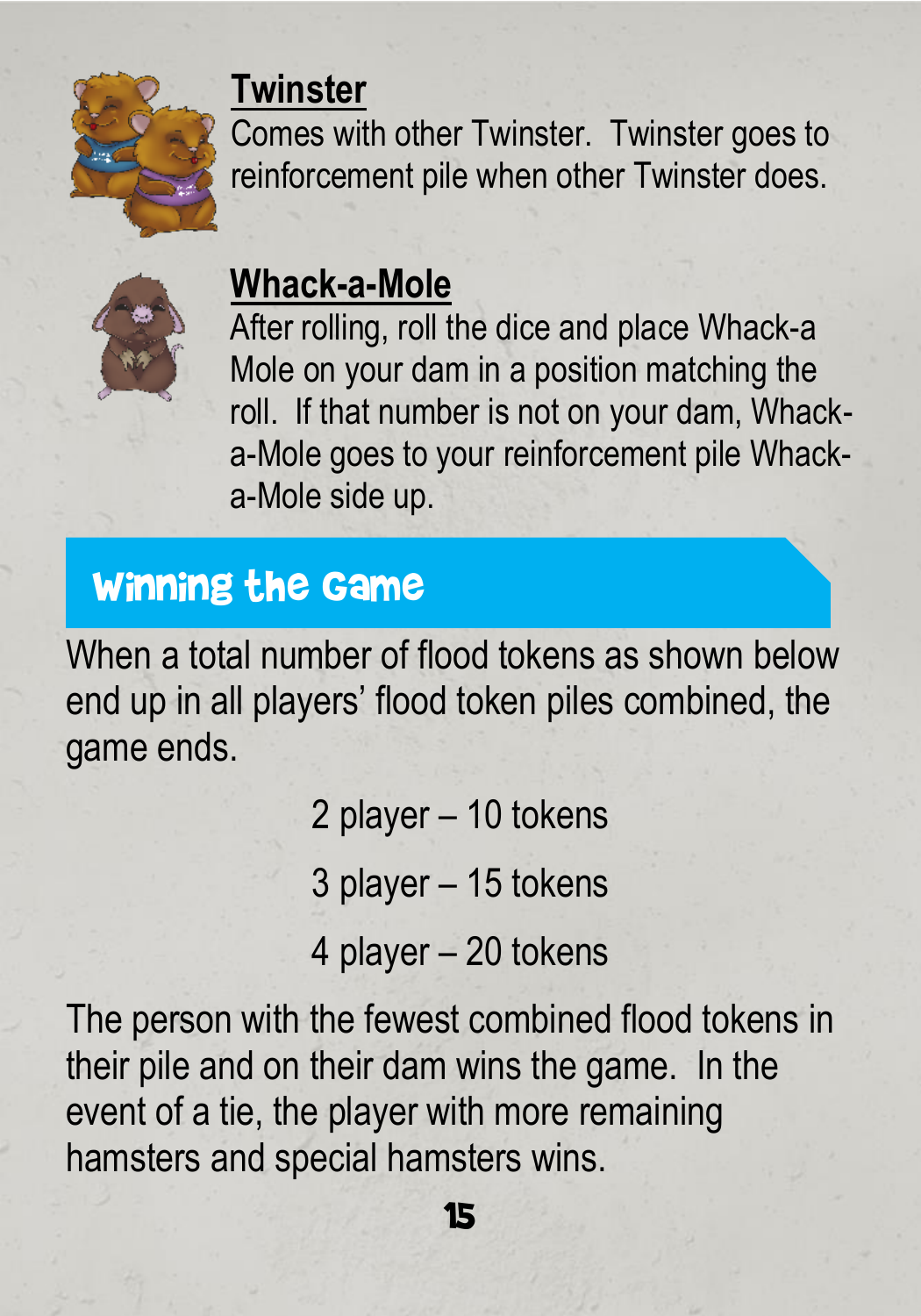### Twinster

Comes with other Twinster. Twinster goes to reinforcement pile when other Twinster does.

### Whack-a-Mole

After rolling, roll the dice and place Whack-a Mole on your dam in a position matching the roll. If that number is not on your dam, Whack-a-Mole goes to your reinforcement pile Whack-a-Mole side up.

## Winning the Game

When a total number of flood tokens as shown below end up in all players' flood token piles combined, the game ends.

2 player – 10 tokens

3 player – 15 tokens

4 player – 20 tokens

The person with the fewest combined flood tokens in their pile and on their dam wins the game. In the event of a tie, the player with more remaining hamsters and special hamsters wins.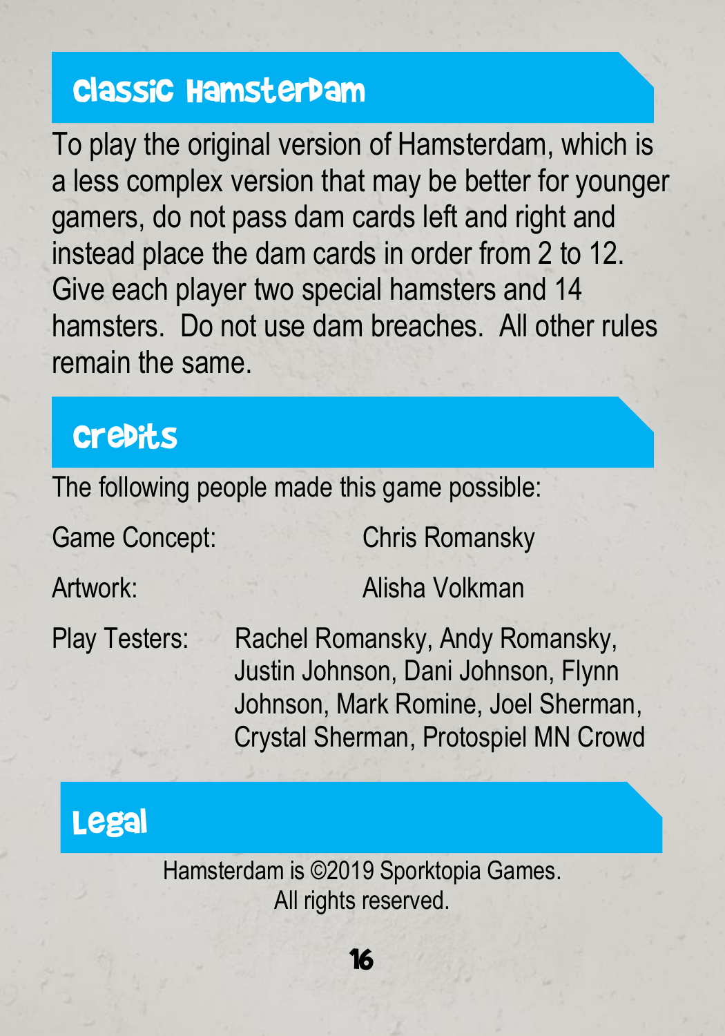## Classic Hamsterdam

To play the original version of Hamsterdam, which is a less complex version that may be better for younger gamers, do not pass dam cards left and right and instead place the dam cards in order from 2 to 12. Give each player two special hamsters and 14 hamsters. Do not use dam breaches. All other rules remain the same.

## Credits

The following people made this game possible:

| | |
|---|---|
| Game Concept: | Chris Romansky |
| Artwork: | Alisha Volkman |
| Play Testers: | Rachel Romansky, Andy Romansky, Justin Johnson, Dani Johnson, Flynn Johnson, Mark Romine, Joel Sherman, Crystal Sherman, Protospiel MN Crowd |

## Legal

Hamsterdam is ©2019 Sporktopia Games.
All rights reserved.